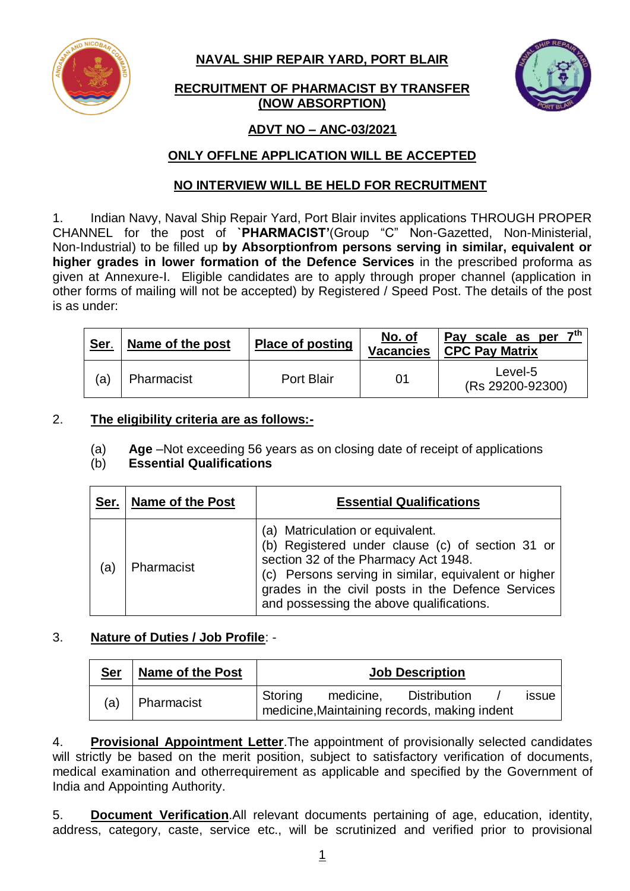# NAVAL SHIP REPAIR YARD, PORT BLAIR

## RECRUITMENT OF PHARMACIST BY TRANSFER (NOW ABSORPTION)

## ADVT NO – ANC-03/2021

## ONLY OFFLNE APPLICATION WILL BE ACCEPTED

## NO INTERVIEW WILL BE HELD FOR RECRUITMENT

1. Indian Navy, Naval Ship Repair Yard, Port Blair invites applications THROUGH PROPER CHANNEL for the post of **`PHARMACIST'**(Group "C" Non-Gazetted, Non-Ministerial, Non-Industrial) to be filled up **by Absorptionfrom persons serving in similar, equivalent or higher grades in lower formation of the Defence Services** in the prescribed proforma as given at Annexure-I. Eligible candidates are to apply through proper channel (application in other forms of mailing will not be accepted) by Registered / Speed Post. The details of the post is as under:

| Ser. | Name of the post | Place of posting | No. of Vacancies | Pay scale as per 7th CPC Pay Matrix |
|---|---|---|---|---|
| (a) | Pharmacist | Port Blair | 01 | Level-5 (Rs 29200-92300) |

2. **The eligibility criteria are as follows:-**

(a) **Age** –Not exceeding 56 years as on closing date of receipt of applications
(b) **Essential Qualifications**

| Ser. | Name of the Post | Essential Qualifications |
|---|---|---|
| (a) | Pharmacist | (a) Matriculation or equivalent.<br>(b) Registered under clause (c) of section 31 or section 32 of the Pharmacy Act 1948.<br>(c) Persons serving in similar, equivalent or higher grades in the civil posts in the Defence Services and possessing the above qualifications. |

3. **Nature of Duties / Job Profile**: -

| Ser | Name of the Post | Job Description |
|---|---|---|
| (a) | Pharmacist | Storing medicine, Distribution / issue medicine,Maintaining records, making indent |

4. **Provisional Appointment Letter**.The appointment of provisionally selected candidates will strictly be based on the merit position, subject to satisfactory verification of documents, medical examination and otherrequirement as applicable and specified by the Government of India and Appointing Authority.

5. **Document Verification**.All relevant documents pertaining of age, education, identity, address, category, caste, service etc., will be scrutinized and verified prior to provisional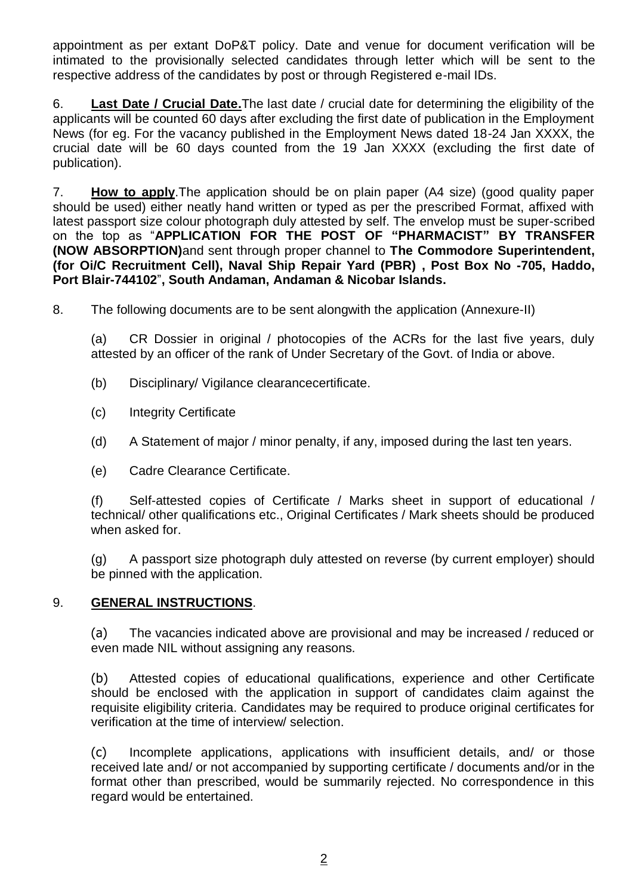appointment as per extant DoP&T policy. Date and venue for document verification will be intimated to the provisionally selected candidates through letter which will be sent to the respective address of the candidates by post or through Registered e-mail IDs.

6. **Last Date / Crucial Date.**The last date / crucial date for determining the eligibility of the applicants will be counted 60 days after excluding the first date of publication in the Employment News (for eg. For the vacancy published in the Employment News dated 18-24 Jan XXXX, the crucial date will be 60 days counted from the 19 Jan XXXX (excluding the first date of publication).

7. **How to apply**.The application should be on plain paper (A4 size) (good quality paper should be used) either neatly hand written or typed as per the prescribed Format, affixed with latest passport size colour photograph duly attested by self. The envelop must be super-scribed on the top as "**APPLICATION FOR THE POST OF "PHARMACIST" BY TRANSFER (NOW ABSORPTION)**and sent through proper channel to **The Commodore Superintendent, (for Oi/C Recruitment Cell), Naval Ship Repair Yard (PBR) , Post Box No -705, Haddo, Port Blair-744102**"**, South Andaman, Andaman & Nicobar Islands.**

8. The following documents are to be sent alongwith the application (Annexure-II)

(a) CR Dossier in original / photocopies of the ACRs for the last five years, duly attested by an officer of the rank of Under Secretary of the Govt. of India or above.

(b) Disciplinary/ Vigilance clearancecertificate.

(c) Integrity Certificate

(d) A Statement of major / minor penalty, if any, imposed during the last ten years.

(e) Cadre Clearance Certificate.

(f) Self-attested copies of Certificate / Marks sheet in support of educational / technical/ other qualifications etc., Original Certificates / Mark sheets should be produced when asked for.

(g) A passport size photograph duly attested on reverse (by current employer) should be pinned with the application.

9. **GENERAL INSTRUCTIONS**.

(a) The vacancies indicated above are provisional and may be increased / reduced or even made NIL without assigning any reasons.

(b) Attested copies of educational qualifications, experience and other Certificate should be enclosed with the application in support of candidates claim against the requisite eligibility criteria. Candidates may be required to produce original certificates for verification at the time of interview/ selection.

(c) Incomplete applications, applications with insufficient details, and/ or those received late and/ or not accompanied by supporting certificate / documents and/or in the format other than prescribed, would be summarily rejected. No correspondence in this regard would be entertained.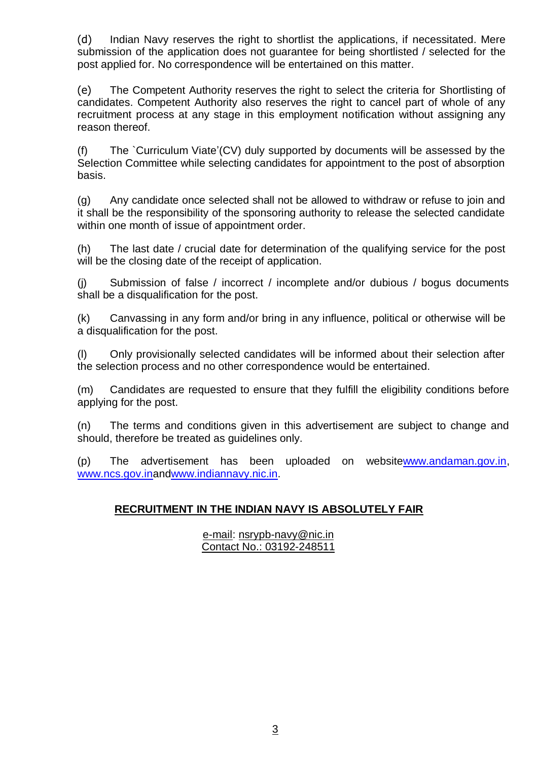(d) Indian Navy reserves the right to shortlist the applications, if necessitated. Mere submission of the application does not guarantee for being shortlisted / selected for the post applied for. No correspondence will be entertained on this matter.

(e) The Competent Authority reserves the right to select the criteria for Shortlisting of candidates. Competent Authority also reserves the right to cancel part of whole of any recruitment process at any stage in this employment notification without assigning any reason thereof.

(f) The `Curriculum Viate'(CV) duly supported by documents will be assessed by the Selection Committee while selecting candidates for appointment to the post of absorption basis.

(g) Any candidate once selected shall not be allowed to withdraw or refuse to join and it shall be the responsibility of the sponsoring authority to release the selected candidate within one month of issue of appointment order.

(h) The last date / crucial date for determination of the qualifying service for the post will be the closing date of the receipt of application.

(j) Submission of false / incorrect / incomplete and/or dubious / bogus documents shall be a disqualification for the post.

(k) Canvassing in any form and/or bring in any influence, political or otherwise will be a disqualification for the post.

(l) Only provisionally selected candidates will be informed about their selection after the selection process and no other correspondence would be entertained.

(m) Candidates are requested to ensure that they fulfill the eligibility conditions before applying for the post.

(n) The terms and conditions given in this advertisement are subject to change and should, therefore be treated as guidelines only.

(p) The advertisement has been uploaded on websitewww.andaman.gov.in, www.ncs.gov.inandwww.indiannavy.nic.in.

**RECRUITMENT IN THE INDIAN NAVY IS ABSOLUTELY FAIR**

e-mail: nsrypb-navy@nic.in
Contact No.: 03192-248511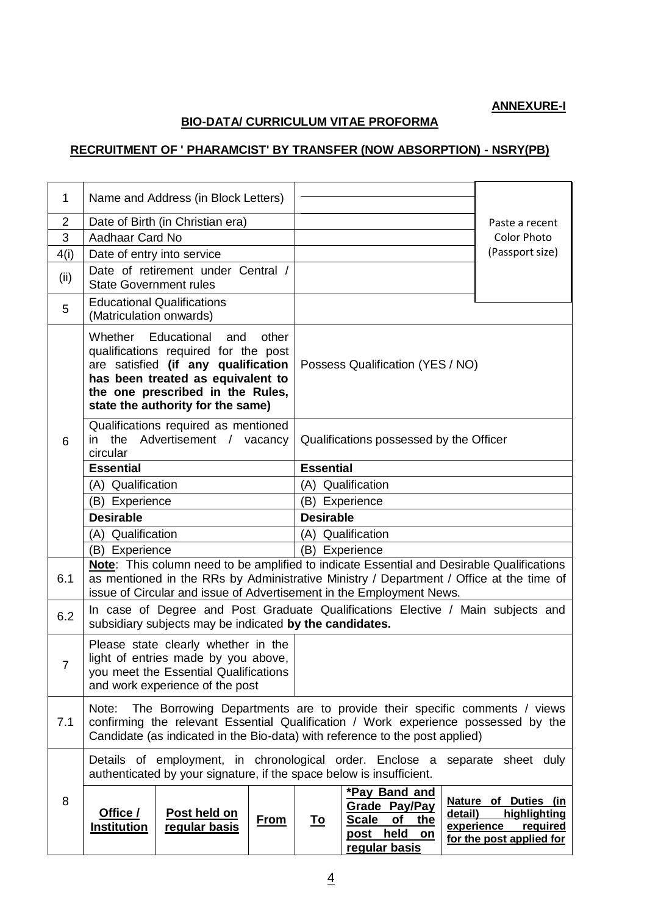**ANNEXURE-I**

**BIO-DATA/ CURRICULUM VITAE PROFORMA**

**RECRUITMENT OF ' PHARAMCIST' BY TRANSFER (NOW ABSORPTION) - NSRY(PB)**

| | | | |
|---|---|---|---|
| 1 | Name and Address (in Block Letters) | | Paste a recent Color Photo (Passport size) |
| 2 | Date of Birth (in Christian era) | | |
| 3 | Aadhaar Card No | | |
| 4(i) | Date of entry into service | | |
| (ii) | Date of retirement under Central / State Government rules | | |
| 5 | Educational Qualifications (Matriculation onwards) | | |
| 6 | Whether Educational and other qualifications required for the post are satisfied **(if any qualification has been treated as equivalent to the one prescribed in the Rules, state the authority for the same)** | Possess Qualification (YES / NO) | |
| | Qualifications required as mentioned in the Advertisement / vacancy circular | Qualifications possessed by the Officer | |
| | **Essential** | **Essential** | |
| | (A) Qualification | (A) Qualification | |
| | (B) Experience | (B) Experience | |
| | **Desirable** | **Desirable** | |
| | (A) Qualification | (A) Qualification | |
| | (B) Experience | (B) Experience | |
| 6.1 | **Note**: This column need to be amplified to indicate Essential and Desirable Qualifications as mentioned in the RRs by Administrative Ministry / Department / Office at the time of issue of Circular and issue of Advertisement in the Employment News. | | |
| 6.2 | In case of Degree and Post Graduate Qualifications Elective / Main subjects and subsidiary subjects may be indicated **by the candidates.** | | |
| 7 | Please state clearly whether in the light of entries made by you above, you meet the Essential Qualifications and work experience of the post | | |
| 7.1 | Note: The Borrowing Departments are to provide their specific comments / views confirming the relevant Essential Qualification / Work experience possessed by the Candidate (as indicated in the Bio-data) with reference to the post applied) | | |

| | | | | | | |
|---|---|---|---|---|---|---|
| 8 | Details of employment, in chronological order. Enclose a separate sheet duly authenticated by your signature, if the space below is insufficient. | | | | | |
| | **Office / Institution** | **Post held on regular basis** | **From** | **To** | ***Pay Band and Grade Pay/Pay Scale of the post held on regular basis** | **Nature of Duties (in detail) highlighting experience required for the post applied for** |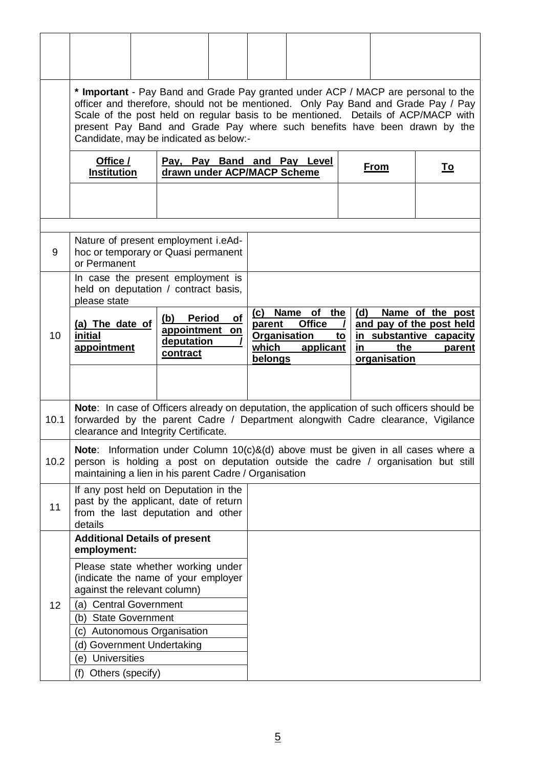| | | | | | | |
|---|---|---|---|---|---|---|
| | | | | | | |

| | | | | |
|---|---|---|---|---|
| | **\* Important** - Pay Band and Grade Pay granted under ACP / MACP are personal to the officer and therefore, should not be mentioned. Only Pay Band and Grade Pay / Pay Scale of the post held on regular basis to be mentioned. Details of ACP/MACP with present Pay Band and Grade Pay where such benefits have been drawn by the Candidate, may be indicated as below:- | | | |
| | **Office / Institution** | **Pay, Pay Band and Pay Level drawn under ACP/MACP Scheme** | **From** | **To** |
| | | | | |

| | | | | |
|---|---|---|---|---|
| 9 | Nature of present employment i.eAd-hoc or temporary or Quasi permanent or Permanent | | | |
| 10 | In case the present employment is held on deputation / contract basis, please state | | | |
| | **(a) The date of initial appointment** | **(b) Period of appointment on deputation / contract** | **(c) Name of the parent Office / Organisation to which applicant belongs** | **(d) Name of the post and pay of the post held in substantive capacity in the parent organisation** |
| | | | | |
| 10.1 | **Note**: In case of Officers already on deputation, the application of such officers should be forwarded by the parent Cadre / Department alongwith Cadre clearance, Vigilance clearance and Integrity Certificate. | | | |
| 10.2 | **Note**: Information under Column 10(c)&(d) above must be given in all cases where a person is holding a post on deputation outside the cadre / organisation but still maintaining a lien in his parent Cadre / Organisation | | | |
| 11 | If any post held on Deputation in the past by the applicant, date of return from the last deputation and other details | | | |
| 12 | **Additional Details of present employment:** | | | |
| | Please state whether working under (indicate the name of your employer against the relevant column) | | | |
| | (a) Central Government | | | |
| | (b) State Government | | | |
| | (c) Autonomous Organisation | | | |
| | (d) Government Undertaking | | | |
| | (e) Universities | | | |
| | (f) Others (specify) | | | |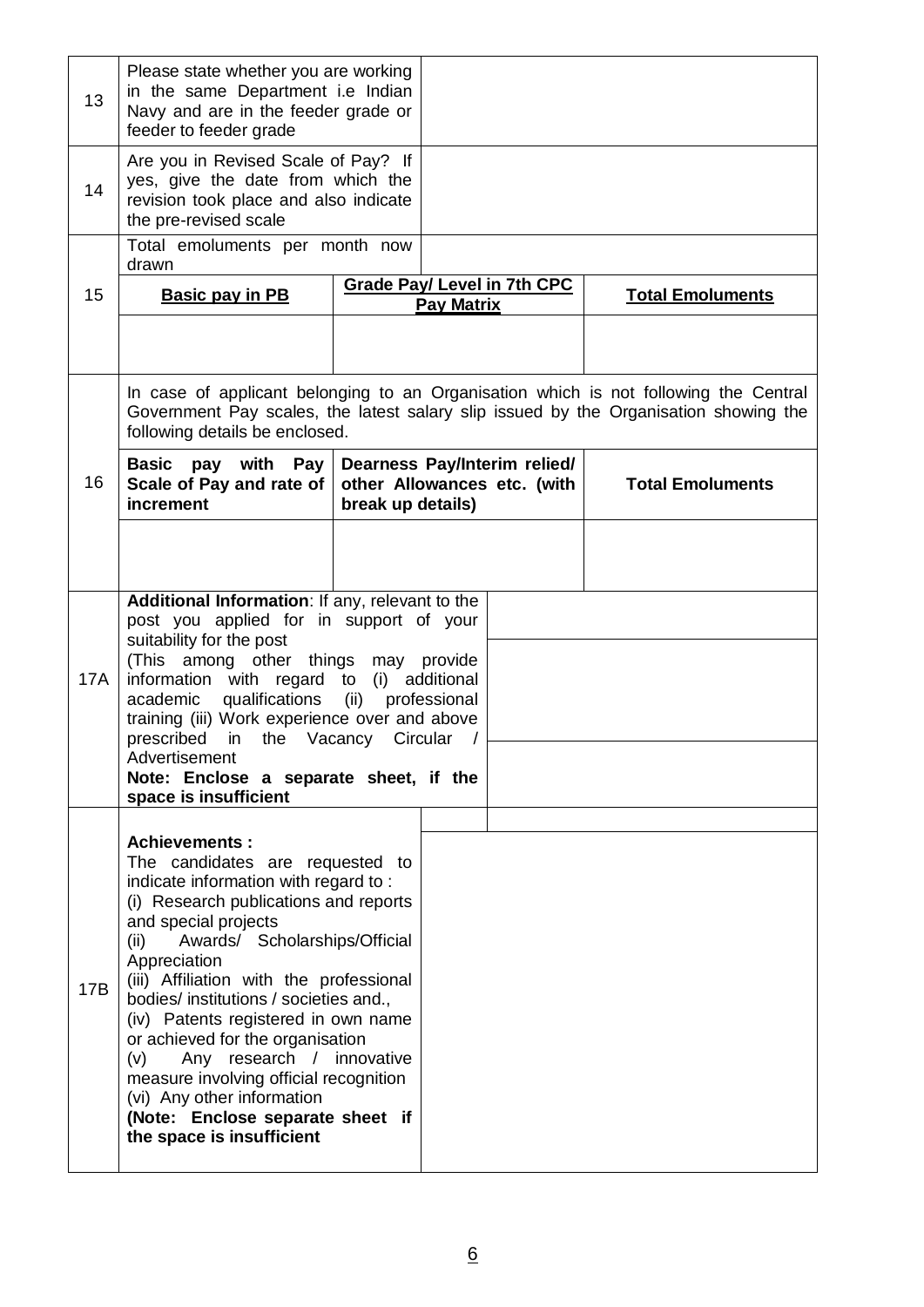| | | | | |
|---|---|---|---|---|
| 13 | Please state whether you are working in the same Department i.e Indian Navy and are in the feeder grade or feeder to feeder grade | | | |
| 14 | Are you in Revised Scale of Pay? If yes, give the date from which the revision took place and also indicate the pre-revised scale | | | |
| 15 | Total emoluments per month now drawn | | | |
| | **Basic pay in PB** | **Grade Pay/ Level in 7th CPC Pay Matrix** | | **Total Emoluments** |
| | | | | |
| 16 | In case of applicant belonging to an Organisation which is not following the Central Government Pay scales, the latest salary slip issued by the Organisation showing the following details be enclosed. | | | |
| | **Basic pay with Pay Scale of Pay and rate of increment** | **Dearness Pay/Interim relied/ other Allowances etc. (with break up details)** | | **Total Emoluments** |
| | | | | |
| 17A | **Additional Information**: If any, relevant to the post you applied for in support of your suitability for the post<br>(This among other things may provide information with regard to (i) additional academic qualifications (ii) professional training (iii) Work experience over and above prescribed in the Vacancy Circular / Advertisement<br>**Note: Enclose a separate sheet, if the space is insufficient** | | | |
| 17B | **Achievements :**<br>The candidates are requested to indicate information with regard to :<br>(i) Research publications and reports and special projects<br>(ii) Awards/ Scholarships/Official Appreciation<br>(iii) Affiliation with the professional bodies/ institutions / societies and.,<br>(iv) Patents registered in own name or achieved for the organisation<br>(v) Any research / innovative measure involving official recognition<br>(vi) Any other information<br>**(Note: Enclose separate sheet if the space is insufficient** | | | |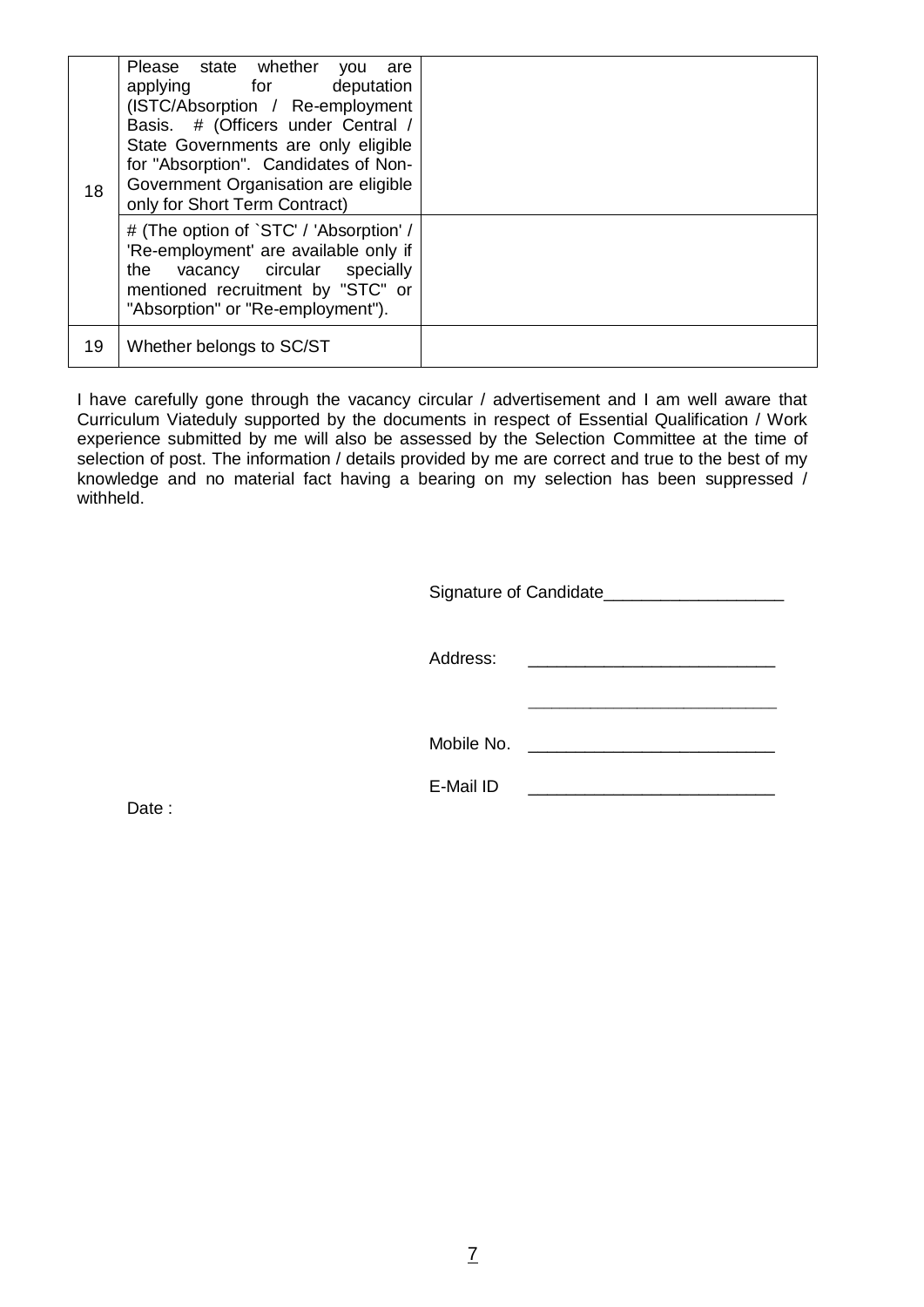| | | |
|---|---|---|
| 18 | Please state whether you are applying for deputation (ISTC/Absorption / Re-employment Basis. # (Officers under Central / State Governments are only eligible for "Absorption". Candidates of Non-Government Organisation are eligible only for Short Term Contract) | |
| | # (The option of `STC' / 'Absorption' / 'Re-employment' are available only if the vacancy circular specially mentioned recruitment by "STC" or "Absorption" or "Re-employment"). | |
| 19 | Whether belongs to SC/ST | |

I have carefully gone through the vacancy circular / advertisement and I am well aware that Curriculum Viateduly supported by the documents in respect of Essential Qualification / Work experience submitted by me will also be assessed by the Selection Committee at the time of selection of post. The information / details provided by me are correct and true to the best of my knowledge and no material fact having a bearing on my selection has been suppressed / withheld.

Signature of Candidate___________________

Address: _________________________

_________________________

Mobile No. _________________________

E-Mail ID _________________________

Date :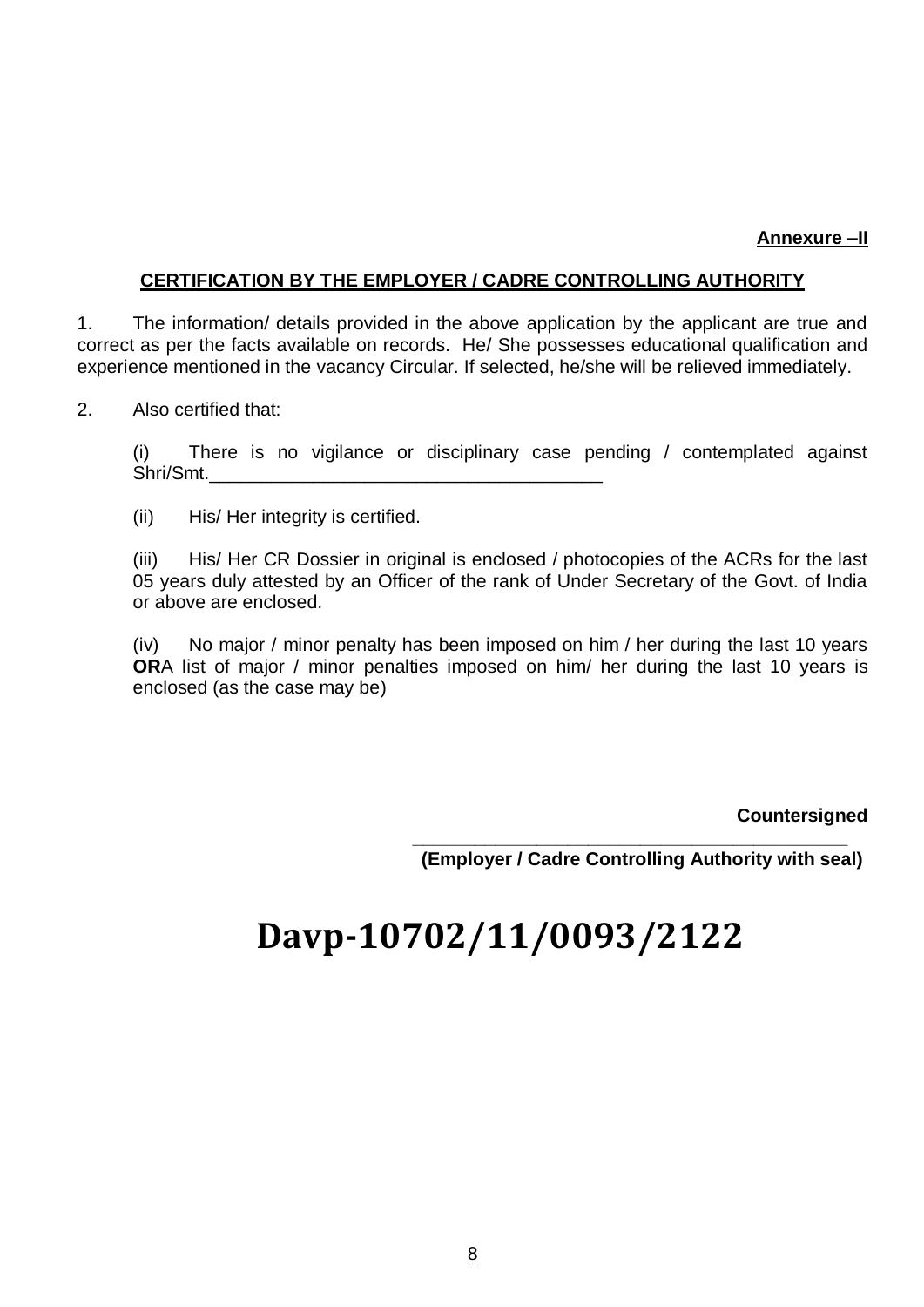**Annexure –II**

## CERTIFICATION BY THE EMPLOYER / CADRE CONTROLLING AUTHORITY

1. The information/ details provided in the above application by the applicant are true and correct as per the facts available on records. He/ She possesses educational qualification and experience mentioned in the vacancy Circular. If selected, he/she will be relieved immediately.

2. Also certified that:

(i) There is no vigilance or disciplinary case pending / contemplated against Shri/Smt.\_\_\_\_\_\_\_\_\_\_\_\_\_\_\_\_\_\_\_\_\_\_\_\_\_\_\_\_\_\_\_\_\_\_\_\_\_\_\_

(ii) His/ Her integrity is certified.

(iii) His/ Her CR Dossier in original is enclosed / photocopies of the ACRs for the last 05 years duly attested by an Officer of the rank of Under Secretary of the Govt. of India or above are enclosed.

(iv) No major / minor penalty has been imposed on him / her during the last 10 years **OR**A list of major / minor penalties imposed on him/ her during the last 10 years is enclosed (as the case may be)

**Countersigned**

\_\_\_\_\_\_\_\_\_\_\_\_\_\_\_\_\_\_\_\_\_\_\_\_\_\_\_\_\_\_\_\_\_\_\_\_\_\_\_\_\_\_

**(Employer / Cadre Controlling Authority with seal)**

# Davp-10702/11/0093/2122